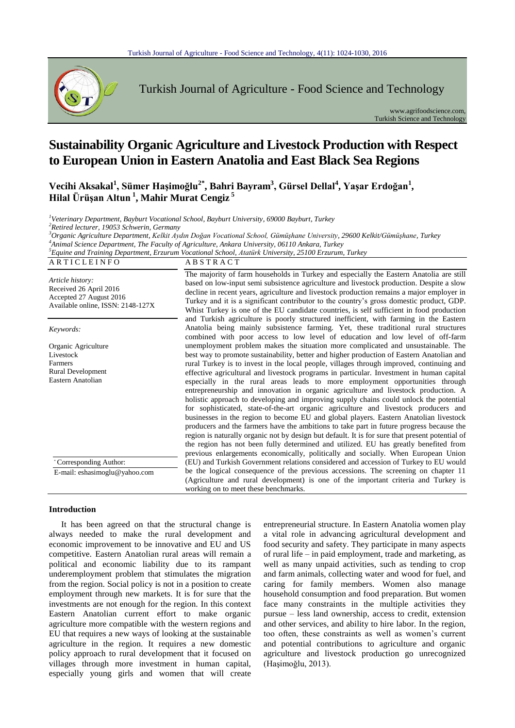# Sustainability Organic Agriculture and Livestock Production with Respect to European Union in Eastern Anatolia and East Black Sea Regions

**Vecihi Aksakal[1], Sümer Haşimoğlu[2*], Bahri Bayram[3], Gürsel Dellal[4], Yaşar Erdoğan[1], Hilal Ürüşan Altun[1], Mahir Murat Cengiz[5]**

[1]*Veterinary Department, Bayburt Vocational School, Bayburt University, 69000 Bayburt, Turkey*
[2]*Retired lecturer, 19053 Schwerin, Germany*
[3]*Organic Agriculture Department, Kelkit Aydın Doğan Vocational School, Gümüşhane University, 29600 Kelkit/Gümüşhane, Turkey*
[4]*Animal Science Department, The Faculty of Agriculture, Ankara University, 06110 Ankara, Turkey*
[5]*Equine and Training Department, Erzurum Vocational School, Atatürk University, 25100 Erzurum, Turkey*

**ARTICLE INFO**

*Article history:*
Received 26 April 2016
Accepted 27 August 2016
Available online, ISSN: 2148-127X

*Keywords:*
Organic Agriculture
Livestock
Farmers
Rural Development
Eastern Anatolian

*Corresponding Author:
E-mail: eshasimoglu@yahoo.com

**ABSTRACT**

The majority of farm households in Turkey and especially the Eastern Anatolia are still based on low-input semi subsistence agriculture and livestock production. Despite a slow decline in recent years, agriculture and livestock production remains a major employer in Turkey and it is a significant contributor to the country's gross domestic product, GDP. Whist Turkey is one of the EU candidate countries, is self sufficient in food production and Turkish agriculture is poorly structured inefficient, with farming in the Eastern Anatolia being mainly subsistence farming. Yet, these traditional rural structures combined with poor access to low level of education and low level of off-farm unemployment problem makes the situation more complicated and unsustainable. The best way to promote sustainability, better and higher production of Eastern Anatolian and rural Turkey is to invest in the local people, villages through improved, continuing and effective agricultural and livestock programs in particular. Investment in human capital especially in the rural areas leads to more employment opportunities through entrepreneurship and innovation in organic agriculture and livestock production. A holistic approach to developing and improving supply chains could unlock the potential for sophisticated, state-of-the-art organic agriculture and livestock producers and businesses in the region to become EU and global players. Eastern Anatolian livestock producers and the farmers have the ambitions to take part in future progress because the region is naturally organic not by design but default. It is for sure that present potential of the region has not been fully determined and utilized. EU has greatly benefited from previous enlargements economically, politically and socially. When European Union (EU) and Turkish Government relations considered and accession of Turkey to EU would be the logical consequence of the previous accessions. The screening on chapter 11 (Agriculture and rural development) is one of the important criteria and Turkey is working on to meet these benchmarks.

## Introduction

It has been agreed on that the structural change is always needed to make the rural development and economic improvement to be innovative and EU and US competitive. Eastern Anatolian rural areas will remain a political and economic liability due to its rampant underemployment problem that stimulates the migration from the region. Social policy is not in a position to create employment through new markets. It is for sure that the investments are not enough for the region. In this context Eastern Anatolian current effort to make organic agriculture more compatible with the western regions and EU that requires a new ways of looking at the sustainable agriculture in the region. It requires a new domestic policy approach to rural development that it focused on villages through more investment in human capital, especially young girls and women that will create entrepreneurial structure. In Eastern Anatolia women play a vital role in advancing agricultural development and food security and safety. They participate in many aspects of rural life – in paid employment, trade and marketing, as well as many unpaid activities, such as tending to crop and farm animals, collecting water and wood for fuel, and caring for family members. Women also manage household consumption and food preparation. But women face many constraints in the multiple activities they pursue – less land ownership, access to credit, extension and other services, and ability to hire labor. In the region, too often, these constraints as well as women's current and potential contributions to agriculture and organic agriculture and livestock production go unrecognized (Haşimoğlu, 2013).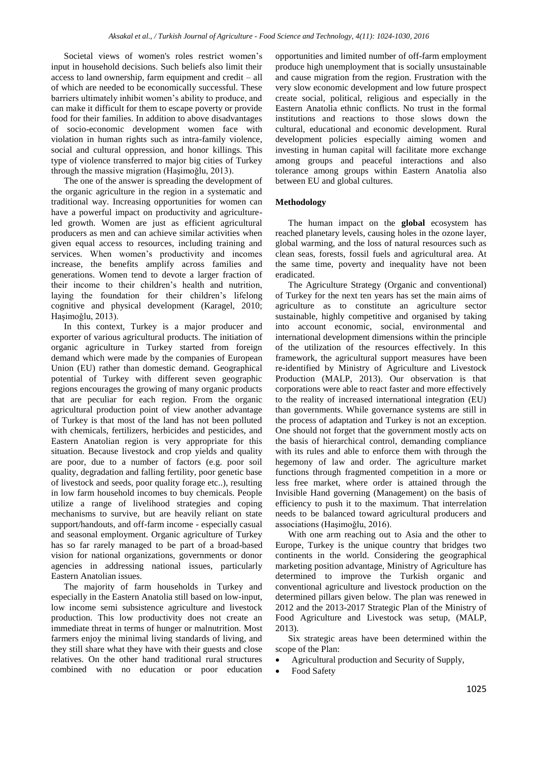Societal views of women's roles restrict women's input in household decisions. Such beliefs also limit their access to land ownership, farm equipment and credit – all of which are needed to be economically successful. These barriers ultimately inhibit women's ability to produce, and can make it difficult for them to escape poverty or provide food for their families. In addition to above disadvantages of socio-economic development women face with violation in human rights such as intra-family violence, social and cultural oppression, and honor killings. This type of violence transferred to major big cities of Turkey through the massive migration (Haşimoğlu, 2013).

The one of the answer is spreading the development of the organic agriculture in the region in a systematic and traditional way. Increasing opportunities for women can have a powerful impact on productivity and agriculture-led growth. Women are just as efficient agricultural producers as men and can achieve similar activities when given equal access to resources, including training and services. When women's productivity and incomes increase, the benefits amplify across families and generations. Women tend to devote a larger fraction of their income to their children's health and nutrition, laying the foundation for their children's lifelong cognitive and physical development (Karagel, 2010; Haşimoğlu, 2013).

In this context, Turkey is a major producer and exporter of various agricultural products. The initiation of organic agriculture in Turkey started from foreign demand which were made by the companies of European Union (EU) rather than domestic demand. Geographical potential of Turkey with different seven geographic regions encourages the growing of many organic products that are peculiar for each region. From the organic agricultural production point of view another advantage of Turkey is that most of the land has not been polluted with chemicals, fertilizers, herbicides and pesticides, and Eastern Anatolian region is very appropriate for this situation. Because livestock and crop yields and quality are poor, due to a number of factors (e.g. poor soil quality, degradation and falling fertility, poor genetic base of livestock and seeds, poor quality forage etc..), resulting in low farm household incomes to buy chemicals. People utilize a range of livelihood strategies and coping mechanisms to survive, but are heavily reliant on state support/handouts, and off-farm income - especially casual and seasonal employment. Organic agriculture of Turkey has so far rarely managed to be part of a broad-based vision for national organizations, governments or donor agencies in addressing national issues, particularly Eastern Anatolian issues.

The majority of farm households in Turkey and especially in the Eastern Anatolia still based on low-input, low income semi subsistence agriculture and livestock production. This low productivity does not create an immediate threat in terms of hunger or malnutrition. Most farmers enjoy the minimal living standards of living, and they still share what they have with their guests and close relatives. On the other hand traditional rural structures combined with no education or poor education opportunities and limited number of off-farm employment produce high unemployment that is socially unsustainable and cause migration from the region. Frustration with the very slow economic development and low future prospect create social, political, religious and especially in the Eastern Anatolia ethnic conflicts. No trust in the formal institutions and reactions to those slows down the cultural, educational and economic development. Rural development policies especially aiming women and investing in human capital will facilitate more exchange among groups and peaceful interactions and also tolerance among groups within Eastern Anatolia also between EU and global cultures.

## Methodology

The human impact on the **global** ecosystem has reached planetary levels, causing holes in the ozone layer, global warming, and the loss of natural resources such as clean seas, forests, fossil fuels and agricultural area. At the same time, poverty and inequality have not been eradicated.

The Agriculture Strategy (Organic and conventional) of Turkey for the next ten years has set the main aims of agriculture as to constitute an agriculture sector sustainable, highly competitive and organised by taking into account economic, social, environmental and international development dimensions within the principle of the utilization of the resources effectively. In this framework, the agricultural support measures have been re-identified by Ministry of Agriculture and Livestock Production (MALP, 2013). Our observation is that corporations were able to react faster and more effectively to the reality of increased international integration (EU) than governments. While governance systems are still in the process of adaptation and Turkey is not an exception. One should not forget that the government mostly acts on the basis of hierarchical control, demanding compliance with its rules and able to enforce them with through the hegemony of law and order. The agriculture market functions through fragmented competition in a more or less free market, where order is attained through the Invisible Hand governing (Management) on the basis of efficiency to push it to the maximum. That interrelation needs to be balanced toward agricultural producers and associations (Haşimoğlu, 2016).

With one arm reaching out to Asia and the other to Europe, Turkey is the unique country that bridges two continents in the world. Considering the geographical marketing position advantage, Ministry of Agriculture has determined to improve the Turkish organic and conventional agriculture and livestock production on the determined pillars given below. The plan was renewed in 2012 and the 2013-2017 Strategic Plan of the Ministry of Food Agriculture and Livestock was setup, (MALP, 2013).

Six strategic areas have been determined within the scope of the Plan:

- Agricultural production and Security of Supply,
- Food Safety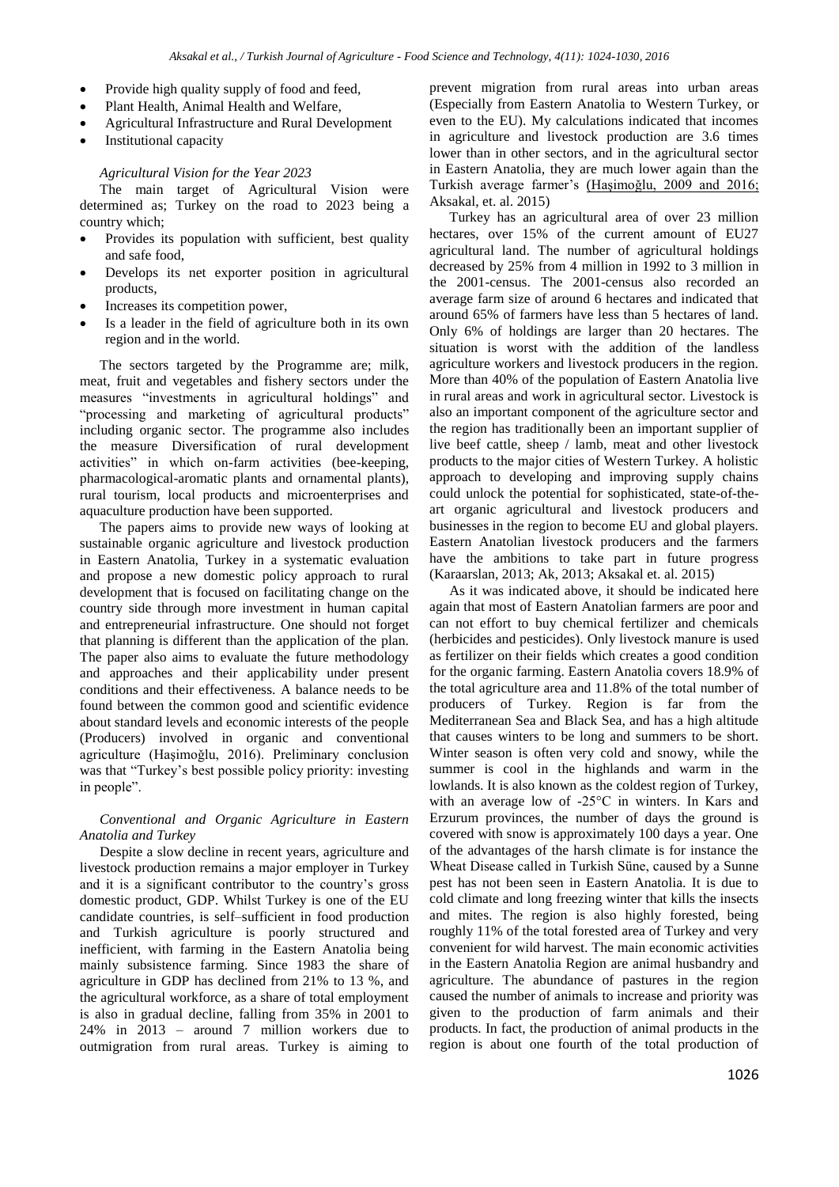- Provide high quality supply of food and feed,
- Plant Health, Animal Health and Welfare,
- Agricultural Infrastructure and Rural Development
- Institutional capacity

*Agricultural Vision for the Year 2023*

The main target of Agricultural Vision were determined as; Turkey on the road to 2023 being a country which;

- Provides its population with sufficient, best quality and safe food,
- Develops its net exporter position in agricultural products,
- Increases its competition power,
- Is a leader in the field of agriculture both in its own region and in the world.

The sectors targeted by the Programme are; milk, meat, fruit and vegetables and fishery sectors under the measures "investments in agricultural holdings" and "processing and marketing of agricultural products" including organic sector. The programme also includes the measure Diversification of rural development activities" in which on-farm activities (bee-keeping, pharmacological-aromatic plants and ornamental plants), rural tourism, local products and microenterprises and aquaculture production have been supported.

The papers aims to provide new ways of looking at sustainable organic agriculture and livestock production in Eastern Anatolia, Turkey in a systematic evaluation and propose a new domestic policy approach to rural development that is focused on facilitating change on the country side through more investment in human capital and entrepreneurial infrastructure. One should not forget that planning is different than the application of the plan. The paper also aims to evaluate the future methodology and approaches and their applicability under present conditions and their effectiveness. A balance needs to be found between the common good and scientific evidence about standard levels and economic interests of the people (Producers) involved in organic and conventional agriculture (Haşimoğlu, 2016). Preliminary conclusion was that "Turkey's best possible policy priority: investing in people".

*Conventional and Organic Agriculture in Eastern Anatolia and Turkey*

Despite a slow decline in recent years, agriculture and livestock production remains a major employer in Turkey and it is a significant contributor to the country's gross domestic product, GDP. Whilst Turkey is one of the EU candidate countries, is self–sufficient in food production and Turkish agriculture is poorly structured and inefficient, with farming in the Eastern Anatolia being mainly subsistence farming. Since 1983 the share of agriculture in GDP has declined from 21% to 13 %, and the agricultural workforce, as a share of total employment is also in gradual decline, falling from 35% in 2001 to 24% in 2013 – around 7 million workers due to outmigration from rural areas. Turkey is aiming to prevent migration from rural areas into urban areas (Especially from Eastern Anatolia to Western Turkey, or even to the EU). My calculations indicated that incomes in agriculture and livestock production are 3.6 times lower than in other sectors, and in the agricultural sector in Eastern Anatolia, they are much lower again than the Turkish average farmer's (Haşimoğlu, 2009 and 2016; Aksakal, et. al. 2015)

Turkey has an agricultural area of over 23 million hectares, over 15% of the current amount of EU27 agricultural land. The number of agricultural holdings decreased by 25% from 4 million in 1992 to 3 million in the 2001-census. The 2001-census also recorded an average farm size of around 6 hectares and indicated that around 65% of farmers have less than 5 hectares of land. Only 6% of holdings are larger than 20 hectares. The situation is worst with the addition of the landless agriculture workers and livestock producers in the region. More than 40% of the population of Eastern Anatolia live in rural areas and work in agricultural sector. Livestock is also an important component of the agriculture sector and the region has traditionally been an important supplier of live beef cattle, sheep / lamb, meat and other livestock products to the major cities of Western Turkey. A holistic approach to developing and improving supply chains could unlock the potential for sophisticated, state-of-the-art organic agricultural and livestock producers and businesses in the region to become EU and global players. Eastern Anatolian livestock producers and the farmers have the ambitions to take part in future progress (Karaarslan, 2013; Ak, 2013; Aksakal et. al. 2015)

As it was indicated above, it should be indicated here again that most of Eastern Anatolian farmers are poor and can not effort to buy chemical fertilizer and chemicals (herbicides and pesticides). Only livestock manure is used as fertilizer on their fields which creates a good condition for the organic farming. Eastern Anatolia covers 18.9% of the total agriculture area and 11.8% of the total number of producers of Turkey. Region is far from the Mediterranean Sea and Black Sea, and has a high altitude that causes winters to be long and summers to be short. Winter season is often very cold and snowy, while the summer is cool in the highlands and warm in the lowlands. It is also known as the coldest region of Turkey, with an average low of -25°C in winters. In Kars and Erzurum provinces, the number of days the ground is covered with snow is approximately 100 days a year. One of the advantages of the harsh climate is for instance the Wheat Disease called in Turkish Süne, caused by a Sunne pest has not been seen in Eastern Anatolia. It is due to cold climate and long freezing winter that kills the insects and mites. The region is also highly forested, being roughly 11% of the total forested area of Turkey and very convenient for wild harvest. The main economic activities in the Eastern Anatolia Region are animal husbandry and agriculture. The abundance of pastures in the region caused the number of animals to increase and priority was given to the production of farm animals and their products. In fact, the production of animal products in the region is about one fourth of the total production of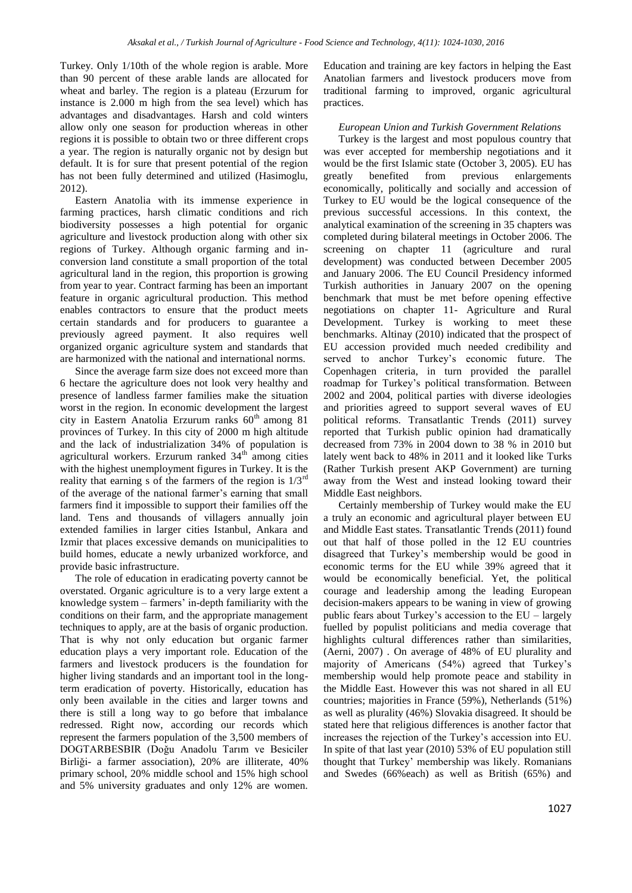Turkey. Only 1/10th of the whole region is arable. More than 90 percent of these arable lands are allocated for wheat and barley. The region is a plateau (Erzurum for instance is 2.000 m high from the sea level) which has advantages and disadvantages. Harsh and cold winters allow only one season for production whereas in other regions it is possible to obtain two or three different crops a year. The region is naturally organic not by design but default. It is for sure that present potential of the region has not been fully determined and utilized (Hasimoglu, 2012).

Eastern Anatolia with its immense experience in farming practices, harsh climatic conditions and rich biodiversity possesses a high potential for organic agriculture and livestock production along with other six regions of Turkey. Although organic farming and in-conversion land constitute a small proportion of the total agricultural land in the region, this proportion is growing from year to year. Contract farming has been an important feature in organic agricultural production. This method enables contractors to ensure that the product meets certain standards and for producers to guarantee a previously agreed payment. It also requires well organized organic agriculture system and standards that are harmonized with the national and international norms.

Since the average farm size does not exceed more than 6 hectare the agriculture does not look very healthy and presence of landless farmer families make the situation worst in the region. In economic development the largest city in Eastern Anatolia Erzurum ranks 60th among 81 provinces of Turkey. In this city of 2000 m high altitude and the lack of industrialization 34% of population is agricultural workers. Erzurum ranked 34th among cities with the highest unemployment figures in Turkey. It is the reality that earning s of the farmers of the region is 1/3rd of the average of the national farmer's earning that small farmers find it impossible to support their families off the land. Tens and thousands of villagers annually join extended families in larger cities Istanbul, Ankara and Izmir that places excessive demands on municipalities to build homes, educate a newly urbanized workforce, and provide basic infrastructure.

The role of education in eradicating poverty cannot be overstated. Organic agriculture is to a very large extent a knowledge system – farmers' in-depth familiarity with the conditions on their farm, and the appropriate management techniques to apply, are at the basis of organic production. That is why not only education but organic farmer education plays a very important role. Education of the farmers and livestock producers is the foundation for higher living standards and an important tool in the long-term eradication of poverty. Historically, education has only been available in the cities and larger towns and there is still a long way to go before that imbalance redressed. Right now, according our records which represent the farmers population of the 3,500 members of DOGTARBESBIR (Doğu Anadolu Tarım ve Besiciler Birliği- a farmer association), 20% are illiterate, 40% primary school, 20% middle school and 15% high school and 5% university graduates and only 12% are women. Education and training are key factors in helping the East Anatolian farmers and livestock producers move from traditional farming to improved, organic agricultural practices.

### *European Union and Turkish Government Relations*

Turkey is the largest and most populous country that was ever accepted for membership negotiations and it would be the first Islamic state (October 3, 2005). EU has greatly benefited from previous enlargements economically, politically and socially and accession of Turkey to EU would be the logical consequence of the previous successful accessions. In this context, the analytical examination of the screening in 35 chapters was completed during bilateral meetings in October 2006. The screening on chapter 11 (agriculture and rural development) was conducted between December 2005 and January 2006. The EU Council Presidency informed Turkish authorities in January 2007 on the opening benchmark that must be met before opening effective negotiations on chapter 11- Agriculture and Rural Development. Turkey is working to meet these benchmarks. Altinay (2010) indicated that the prospect of EU accession provided much needed credibility and served to anchor Turkey's economic future. The Copenhagen criteria, in turn provided the parallel roadmap for Turkey's political transformation. Between 2002 and 2004, political parties with diverse ideologies and priorities agreed to support several waves of EU political reforms. Transatlantic Trends (2011) survey reported that Turkish public opinion had dramatically decreased from 73% in 2004 down to 38 % in 2010 but lately went back to 48% in 2011 and it looked like Turks (Rather Turkish present AKP Government) are turning away from the West and instead looking toward their Middle East neighbors.

Certainly membership of Turkey would make the EU a truly an economic and agricultural player between EU and Middle East states. Transatlantic Trends (2011) found out that half of those polled in the 12 EU countries disagreed that Turkey's membership would be good in economic terms for the EU while 39% agreed that it would be economically beneficial. Yet, the political courage and leadership among the leading European decision-makers appears to be waning in view of growing public fears about Turkey's accession to the EU – largely fuelled by populist politicians and media coverage that highlights cultural differences rather than similarities, (Aerni, 2007) . On average of 48% of EU plurality and majority of Americans (54%) agreed that Turkey's membership would help promote peace and stability in the Middle East. However this was not shared in all EU countries; majorities in France (59%), Netherlands (51%) as well as plurality (46%) Slovakia disagreed. It should be stated here that religious differences is another factor that increases the rejection of the Turkey's accession into EU. In spite of that last year (2010) 53% of EU population still thought that Turkey' membership was likely. Romanians and Swedes (66%each) as well as British (65%) and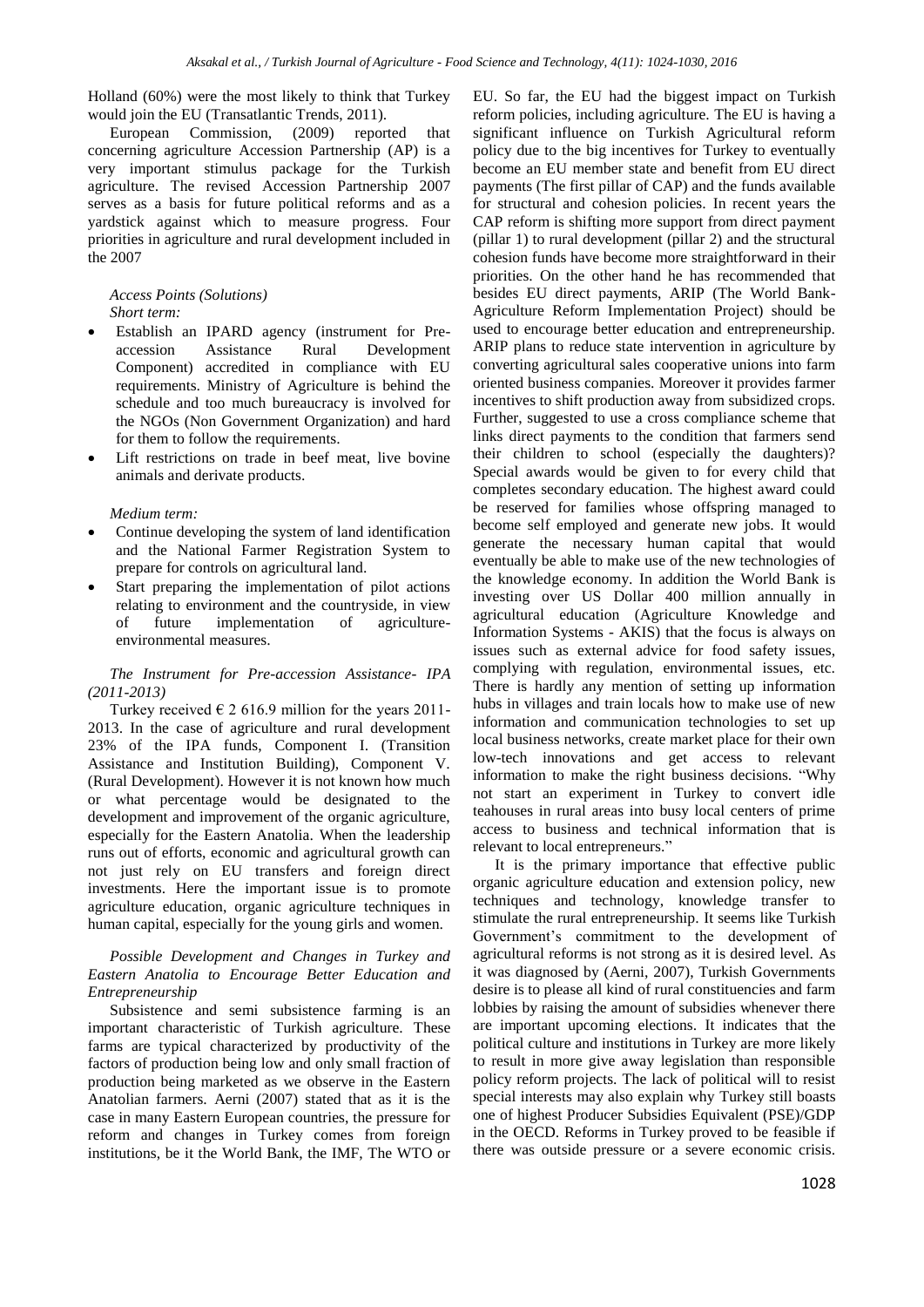Holland (60%) were the most likely to think that Turkey would join the EU (Transatlantic Trends, 2011).

European Commission, (2009) reported that concerning agriculture Accession Partnership (AP) is a very important stimulus package for the Turkish agriculture. The revised Accession Partnership 2007 serves as a basis for future political reforms and as a yardstick against which to measure progress. Four priorities in agriculture and rural development included in the 2007

*Access Points (Solutions)*
*Short term:*

- Establish an IPARD agency (instrument for Pre-accession Assistance Rural Development Component) accredited in compliance with EU requirements. Ministry of Agriculture is behind the schedule and too much bureaucracy is involved for the NGOs (Non Government Organization) and hard for them to follow the requirements.
- Lift restrictions on trade in beef meat, live bovine animals and derivate products.

*Medium term:*

- Continue developing the system of land identification and the National Farmer Registration System to prepare for controls on agricultural land.
- Start preparing the implementation of pilot actions relating to environment and the countryside, in view of future implementation of agriculture-environmental measures.

*The Instrument for Pre-accession Assistance- IPA (2011-2013)*

Turkey received € 2 616.9 million for the years 2011-2013. In the case of agriculture and rural development 23% of the IPA funds, Component I. (Transition Assistance and Institution Building), Component V. (Rural Development). However it is not known how much or what percentage would be designated to the development and improvement of the organic agriculture, especially for the Eastern Anatolia. When the leadership runs out of efforts, economic and agricultural growth can not just rely on EU transfers and foreign direct investments. Here the important issue is to promote agriculture education, organic agriculture techniques in human capital, especially for the young girls and women.

*Possible Development and Changes in Turkey and Eastern Anatolia to Encourage Better Education and Entrepreneurship*

Subsistence and semi subsistence farming is an important characteristic of Turkish agriculture. These farms are typical characterized by productivity of the factors of production being low and only small fraction of production being marketed as we observe in the Eastern Anatolian farmers. Aerni (2007) stated that as it is the case in many Eastern European countries, the pressure for reform and changes in Turkey comes from foreign institutions, be it the World Bank, the IMF, The WTO or EU. So far, the EU had the biggest impact on Turkish reform policies, including agriculture. The EU is having a significant influence on Turkish Agricultural reform policy due to the big incentives for Turkey to eventually become an EU member state and benefit from EU direct payments (The first pillar of CAP) and the funds available for structural and cohesion policies. In recent years the CAP reform is shifting more support from direct payment (pillar 1) to rural development (pillar 2) and the structural cohesion funds have become more straightforward in their priorities. On the other hand he has recommended that besides EU direct payments, ARIP (The World Bank-Agriculture Reform Implementation Project) should be used to encourage better education and entrepreneurship. ARIP plans to reduce state intervention in agriculture by converting agricultural sales cooperative unions into farm oriented business companies. Moreover it provides farmer incentives to shift production away from subsidized crops. Further, suggested to use a cross compliance scheme that links direct payments to the condition that farmers send their children to school (especially the daughters)? Special awards would be given to for every child that completes secondary education. The highest award could be reserved for families whose offspring managed to become self employed and generate new jobs. It would generate the necessary human capital that would eventually be able to make use of the new technologies of the knowledge economy. In addition the World Bank is investing over US Dollar 400 million annually in agricultural education (Agriculture Knowledge and Information Systems - AKIS) that the focus is always on issues such as external advice for food safety issues, complying with regulation, environmental issues, etc. There is hardly any mention of setting up information hubs in villages and train locals how to make use of new information and communication technologies to set up local business networks, create market place for their own low-tech innovations and get access to relevant information to make the right business decisions. "Why not start an experiment in Turkey to convert idle teahouses in rural areas into busy local centers of prime access to business and technical information that is relevant to local entrepreneurs."

It is the primary importance that effective public organic agriculture education and extension policy, new techniques and technology, knowledge transfer to stimulate the rural entrepreneurship. It seems like Turkish Government's commitment to the development of agricultural reforms is not strong as it is desired level. As it was diagnosed by (Aerni, 2007), Turkish Governments desire is to please all kind of rural constituencies and farm lobbies by raising the amount of subsidies whenever there are important upcoming elections. It indicates that the political culture and institutions in Turkey are more likely to result in more give away legislation than responsible policy reform projects. The lack of political will to resist special interests may also explain why Turkey still boasts one of highest Producer Subsidies Equivalent (PSE)/GDP in the OECD. Reforms in Turkey proved to be feasible if there was outside pressure or a severe economic crisis.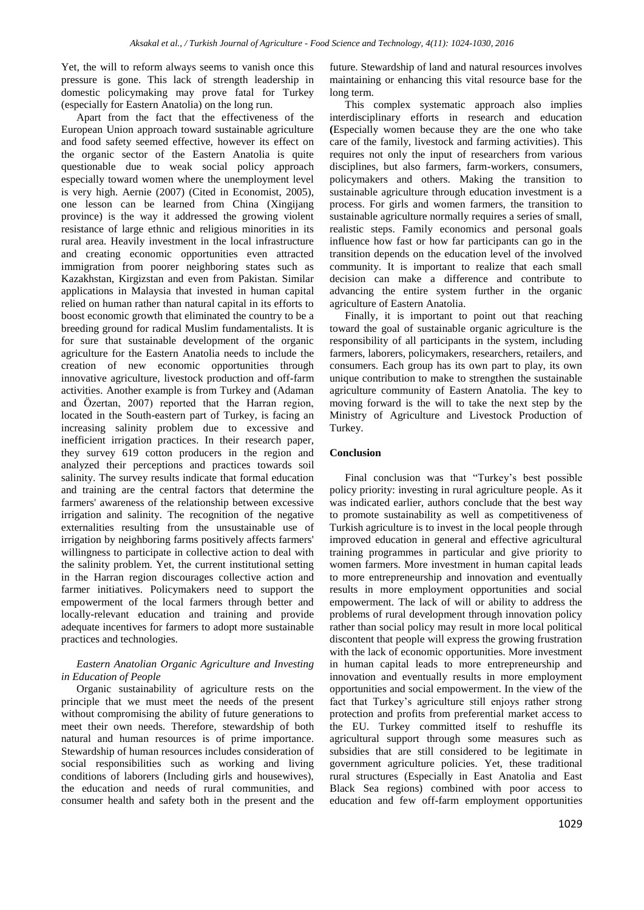Yet, the will to reform always seems to vanish once this pressure is gone. This lack of strength leadership in domestic policymaking may prove fatal for Turkey (especially for Eastern Anatolia) on the long run.

Apart from the fact that the effectiveness of the European Union approach toward sustainable agriculture and food safety seemed effective, however its effect on the organic sector of the Eastern Anatolia is quite questionable due to weak social policy approach especially toward women where the unemployment level is very high. Aernie (2007) (Cited in Economist, 2005), one lesson can be learned from China (Xingijang province) is the way it addressed the growing violent resistance of large ethnic and religious minorities in its rural area. Heavily investment in the local infrastructure and creating economic opportunities even attracted immigration from poorer neighboring states such as Kazakhstan, Kirgizstan and even from Pakistan. Similar applications in Malaysia that invested in human capital relied on human rather than natural capital in its efforts to boost economic growth that eliminated the country to be a breeding ground for radical Muslim fundamentalists. It is for sure that sustainable development of the organic agriculture for the Eastern Anatolia needs to include the creation of new economic opportunities through innovative agriculture, livestock production and off-farm activities. Another example is from Turkey and (Adaman and Özertan, 2007) reported that the Harran region, located in the South-eastern part of Turkey, is facing an increasing salinity problem due to excessive and inefficient irrigation practices. In their research paper, they survey 619 cotton producers in the region and analyzed their perceptions and practices towards soil salinity. The survey results indicate that formal education and training are the central factors that determine the farmers' awareness of the relationship between excessive irrigation and salinity. The recognition of the negative externalities resulting from the unsustainable use of irrigation by neighboring farms positively affects farmers' willingness to participate in collective action to deal with the salinity problem. Yet, the current institutional setting in the Harran region discourages collective action and farmer initiatives. Policymakers need to support the empowerment of the local farmers through better and locally-relevant education and training and provide adequate incentives for farmers to adopt more sustainable practices and technologies.

### *Eastern Anatolian Organic Agriculture and Investing in Education of People*

Organic sustainability of agriculture rests on the principle that we must meet the needs of the present without compromising the ability of future generations to meet their own needs. Therefore, stewardship of both natural and human resources is of prime importance. Stewardship of human resources includes consideration of social responsibilities such as working and living conditions of laborers (Including girls and housewives), the education and needs of rural communities, and consumer health and safety both in the present and the future. Stewardship of land and natural resources involves maintaining or enhancing this vital resource base for the long term.

This complex systematic approach also implies interdisciplinary efforts in research and education **(**Especially women because they are the one who take care of the family, livestock and farming activities). This requires not only the input of researchers from various disciplines, but also farmers, farm-workers, consumers, policymakers and others. Making the transition to sustainable agriculture through education investment is a process. For girls and women farmers, the transition to sustainable agriculture normally requires a series of small, realistic steps. Family economics and personal goals influence how fast or how far participants can go in the transition depends on the education level of the involved community. It is important to realize that each small decision can make a difference and contribute to advancing the entire system further in the organic agriculture of Eastern Anatolia.

Finally, it is important to point out that reaching toward the goal of sustainable organic agriculture is the responsibility of all participants in the system, including farmers, laborers, policymakers, researchers, retailers, and consumers. Each group has its own part to play, its own unique contribution to make to strengthen the sustainable agriculture community of Eastern Anatolia. The key to moving forward is the will to take the next step by the Ministry of Agriculture and Livestock Production of Turkey.

## **Conclusion**

Final conclusion was that "Turkey's best possible policy priority: investing in rural agriculture people. As it was indicated earlier, authors conclude that the best way to promote sustainability as well as competitiveness of Turkish agriculture is to invest in the local people through improved education in general and effective agricultural training programmes in particular and give priority to women farmers. More investment in human capital leads to more entrepreneurship and innovation and eventually results in more employment opportunities and social empowerment. The lack of will or ability to address the problems of rural development through innovation policy rather than social policy may result in more local political discontent that people will express the growing frustration with the lack of economic opportunities. More investment in human capital leads to more entrepreneurship and innovation and eventually results in more employment opportunities and social empowerment. In the view of the fact that Turkey's agriculture still enjoys rather strong protection and profits from preferential market access to the EU. Turkey committed itself to reshuffle its agricultural support through some measures such as subsidies that are still considered to be legitimate in government agriculture policies. Yet, these traditional rural structures (Especially in East Anatolia and East Black Sea regions) combined with poor access to education and few off-farm employment opportunities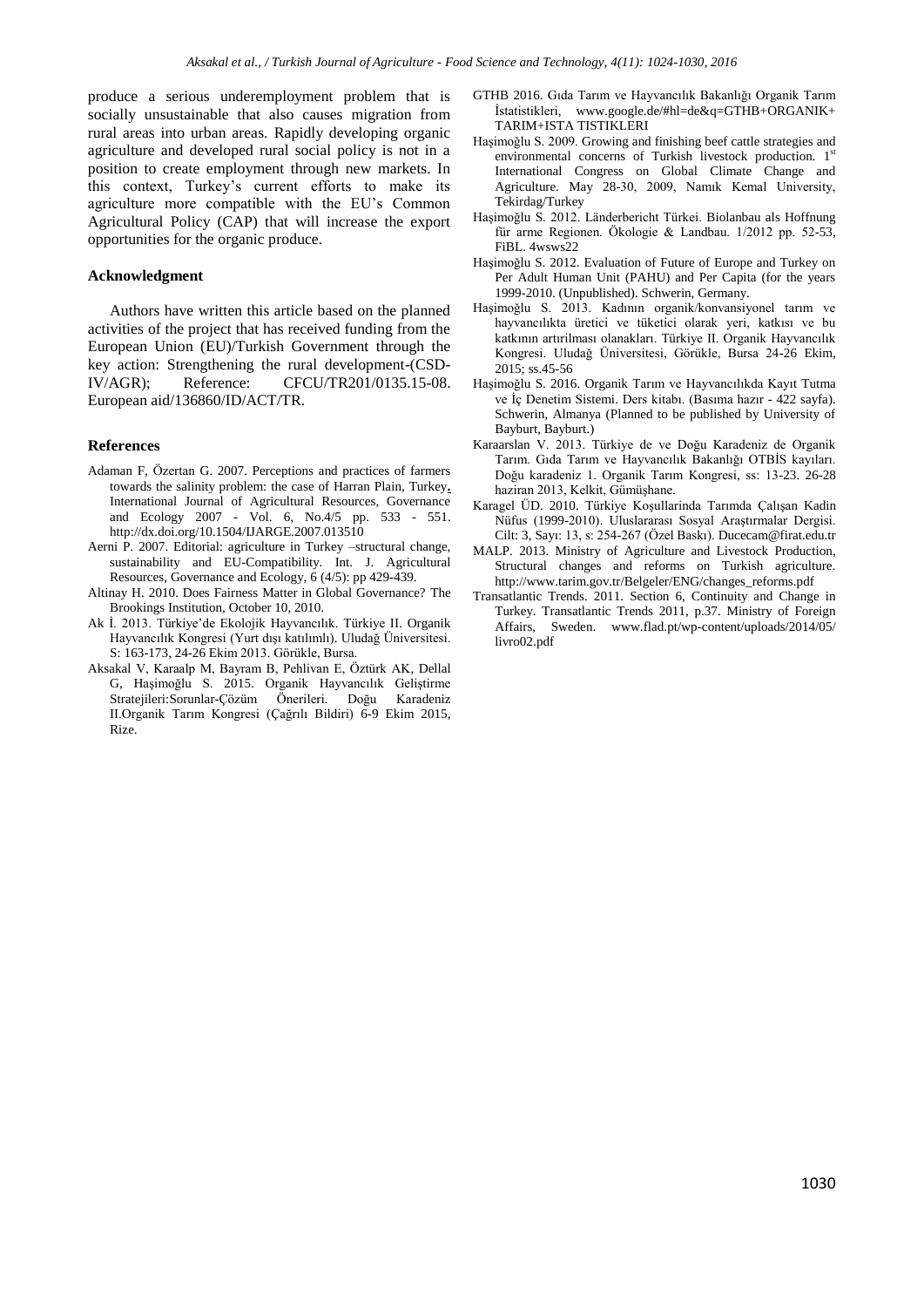produce a serious underemployment problem that is socially unsustainable that also causes migration from rural areas into urban areas. Rapidly developing organic agriculture and developed rural social policy is not in a position to create employment through new markets. In this context, Turkey's current efforts to make its agriculture more compatible with the EU's Common Agricultural Policy (CAP) that will increase the export opportunities for the organic produce.

## Acknowledgment

Authors have written this article based on the planned activities of the project that has received funding from the European Union (EU)/Turkish Government through the key action: Strengthening the rural development-(CSD-IV/AGR); Reference: CFCU/TR201/0135.15-08. European aid/136860/ID/ACT/TR.

## References

Adaman F, Özertan G. 2007. Perceptions and practices of farmers towards the salinity problem: the case of Harran Plain, Turkey. International Journal of Agricultural Resources, Governance and Ecology 2007 - Vol. 6, No.4/5 pp. 533 - 551. http://dx.doi.org/10.1504/IJARGE.2007.013510

Aerni P. 2007. Editorial: agriculture in Turkey –structural change, sustainability and EU-Compatibility. Int. J. Agricultural Resources, Governance and Ecology, 6 (4/5): pp 429-439.

Altinay H. 2010. Does Fairness Matter in Global Governance? The Brookings Institution, October 10, 2010.

Ak İ. 2013. Türkiye'de Ekolojik Hayvancılık. Türkiye II. Organik Hayvancılık Kongresi (Yurt dışı katılımlı). Uludağ Üniversitesi. S: 163-173, 24-26 Ekim 2013. Görükle, Bursa.

Aksakal V, Karaalp M, Bayram B, Pehlivan E, Öztürk AK, Dellal G, Haşimoğlu S. 2015. Organik Hayvancılık Geliştirme Stratejileri:Sorunlar-Çözüm Önerileri. Doğu Karadeniz II.Organik Tarım Kongresi (Çağrılı Bildiri) 6-9 Ekim 2015, Rize.

GTHB 2016. Gıda Tarım ve Hayvancılık Bakanlığı Organik Tarım İstatistikleri, www.google.de/#hl=de&q=GTHB+ORGANIK+TARIM+ISTA TISTIKLERI

Haşimoğlu S. 2009. Growing and finishing beef cattle strategies and environmental concerns of Turkish livestock production. 1st International Congress on Global Climate Change and Agriculture. May 28-30, 2009, Namık Kemal University, Tekirdag/Turkey

Haşimoğlu S. 2012. Länderbericht Türkei. Biolanbau als Hoffnung für arme Regionen. Ökologie & Landbau. 1/2012 pp. 52-53, FiBL. 4wsws22

Haşimoğlu S. 2012. Evaluation of Future of Europe and Turkey on Per Adult Human Unit (PAHU) and Per Capita (for the years 1999-2010. (Unpublished). Schwerin, Germany.

Haşimoğlu S. 2013. Kadının organik/konvansiyonel tarım ve hayvancılıkta üretici ve tüketici olarak yeri, katkısı ve bu katkının artırılması olanakları. Türkiye II. Organik Hayvancılık Kongresi. Uludağ Üniversitesi, Görükle, Bursa 24-26 Ekim, 2015; ss.45-56

Haşimoğlu S. 2016. Organik Tarım ve Hayvancılıkda Kayıt Tutma ve İç Denetim Sistemi. Ders kitabı. (Basıma hazır - 422 sayfa). Schwerin, Almanya (Planned to be published by University of Bayburt, Bayburt.)

Karaarslan V. 2013. Türkiye de ve Doğu Karadeniz de Organik Tarım. Gıda Tarım ve Hayvancılık Bakanlığı OTBİS kayıtları. Doğu karadeniz 1. Organik Tarım Kongresi, ss: 13-23. 26-28 haziran 2013, Kelkit, Gümüşhane.

Karagel ÜD. 2010. Türkiye Koşullarinda Tarımda Çalışan Kadin Nüfus (1999-2010). Uluslararası Sosyal Araştırmalar Dergisi. Cilt: 3, Sayı: 13, s: 254-267 (Özel Baskı). Ducecam@firat.edu.tr

MALP. 2013. Ministry of Agriculture and Livestock Production, Structural changes and reforms on Turkish agriculture. http://www.tarim.gov.tr/Belgeler/ENG/changes_reforms.pdf

Transatlantic Trends. 2011. Section 6, Continuity and Change in Turkey. Transatlantic Trends 2011, p.37. Ministry of Foreign Affairs, Sweden. www.flad.pt/wp-content/uploads/2014/05/livro02.pdf